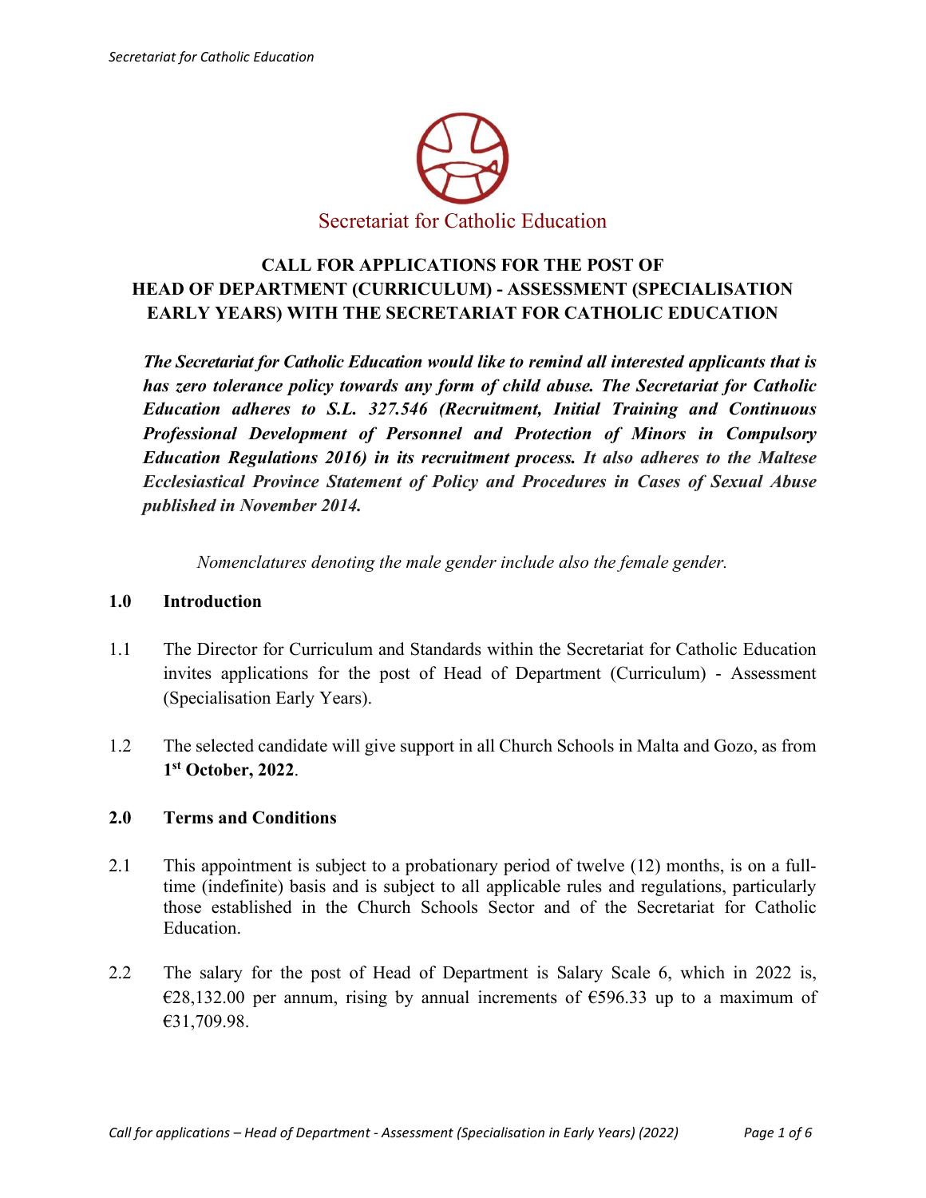Secretariat for Catholic Education

# CALL FOR APPLICATIONS FOR THE POST OF HEAD OF DEPARTMENT (CURRICULUM) - ASSESSMENT (SPECIALISATION EARLY YEARS) WITH THE SECRETARIAT FOR CATHOLIC EDUCATION

***The Secretariat for Catholic Education would like to remind all interested applicants that is has zero tolerance policy towards any form of child abuse. The Secretariat for Catholic Education adheres to S.L. 327.546 (Recruitment, Initial Training and Continuous Professional Development of Personnel and Protection of Minors in Compulsory Education Regulations 2016) in its recruitment process. It also adheres to the Maltese Ecclesiastical Province Statement of Policy and Procedures in Cases of Sexual Abuse published in November 2014.***

*Nomenclatures denoting the male gender include also the female gender.*

## 1.0 Introduction

1.1 The Director for Curriculum and Standards within the Secretariat for Catholic Education invites applications for the post of Head of Department (Curriculum) - Assessment (Specialisation Early Years).

1.2 The selected candidate will give support in all Church Schools in Malta and Gozo, as from **1st October, 2022**.

## 2.0 Terms and Conditions

2.1 This appointment is subject to a probationary period of twelve (12) months, is on a full-time (indefinite) basis and is subject to all applicable rules and regulations, particularly those established in the Church Schools Sector and of the Secretariat for Catholic Education.

2.2 The salary for the post of Head of Department is Salary Scale 6, which in 2022 is, €28,132.00 per annum, rising by annual increments of €596.33 up to a maximum of €31,709.98.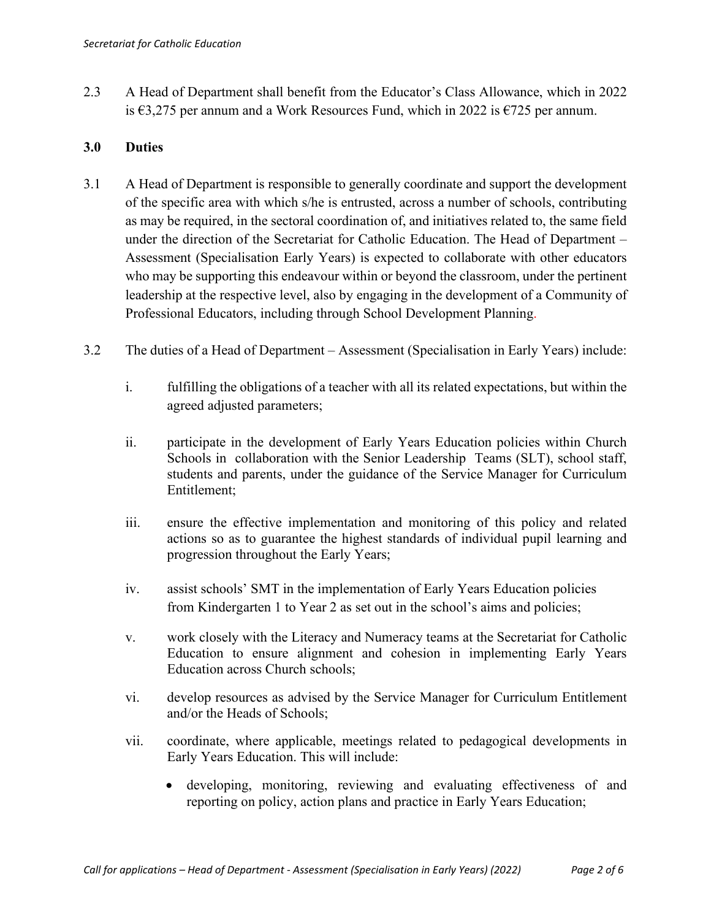2.3 A Head of Department shall benefit from the Educator's Class Allowance, which in 2022 is €3,275 per annum and a Work Resources Fund, which in 2022 is €725 per annum.

## 3.0 Duties

3.1 A Head of Department is responsible to generally coordinate and support the development of the specific area with which s/he is entrusted, across a number of schools, contributing as may be required, in the sectoral coordination of, and initiatives related to, the same field under the direction of the Secretariat for Catholic Education. The Head of Department – Assessment (Specialisation Early Years) is expected to collaborate with other educators who may be supporting this endeavour within or beyond the classroom, under the pertinent leadership at the respective level, also by engaging in the development of a Community of Professional Educators, including through School Development Planning.

3.2 The duties of a Head of Department – Assessment (Specialisation in Early Years) include:

i. fulfilling the obligations of a teacher with all its related expectations, but within the agreed adjusted parameters;

ii. participate in the development of Early Years Education policies within Church Schools in collaboration with the Senior Leadership Teams (SLT), school staff, students and parents, under the guidance of the Service Manager for Curriculum Entitlement;

iii. ensure the effective implementation and monitoring of this policy and related actions so as to guarantee the highest standards of individual pupil learning and progression throughout the Early Years;

iv. assist schools' SMT in the implementation of Early Years Education policies from Kindergarten 1 to Year 2 as set out in the school's aims and policies;

v. work closely with the Literacy and Numeracy teams at the Secretariat for Catholic Education to ensure alignment and cohesion in implementing Early Years Education across Church schools;

vi. develop resources as advised by the Service Manager for Curriculum Entitlement and/or the Heads of Schools;

vii. coordinate, where applicable, meetings related to pedagogical developments in Early Years Education. This will include:

- developing, monitoring, reviewing and evaluating effectiveness of and reporting on policy, action plans and practice in Early Years Education;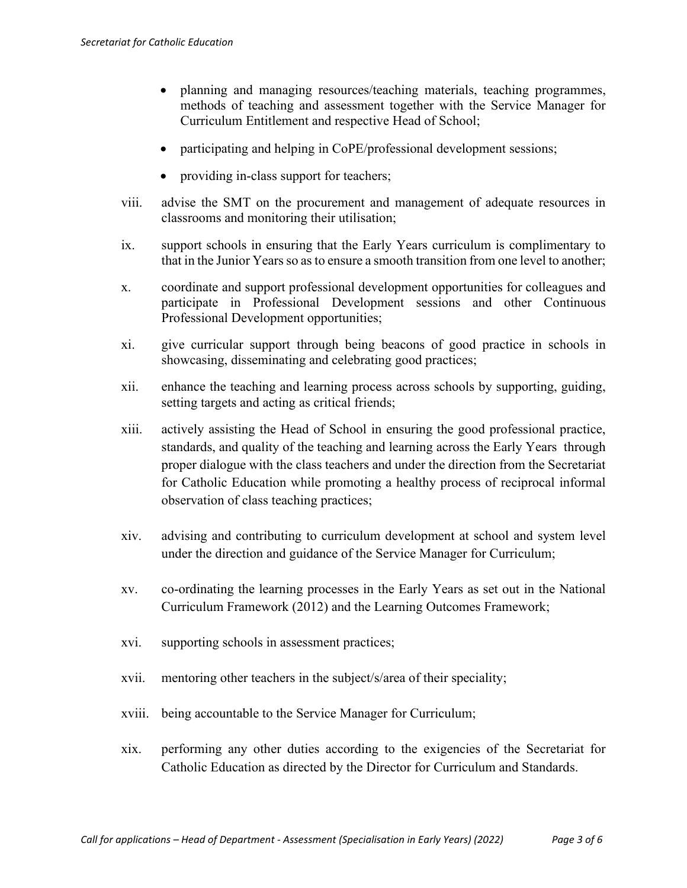- planning and managing resources/teaching materials, teaching programmes, methods of teaching and assessment together with the Service Manager for Curriculum Entitlement and respective Head of School;
- participating and helping in CoPE/professional development sessions;
- providing in-class support for teachers;

viii. advise the SMT on the procurement and management of adequate resources in classrooms and monitoring their utilisation;

ix. support schools in ensuring that the Early Years curriculum is complimentary to that in the Junior Years so as to ensure a smooth transition from one level to another;

x. coordinate and support professional development opportunities for colleagues and participate in Professional Development sessions and other Continuous Professional Development opportunities;

xi. give curricular support through being beacons of good practice in schools in showcasing, disseminating and celebrating good practices;

xii. enhance the teaching and learning process across schools by supporting, guiding, setting targets and acting as critical friends;

xiii. actively assisting the Head of School in ensuring the good professional practice, standards, and quality of the teaching and learning across the Early Years through proper dialogue with the class teachers and under the direction from the Secretariat for Catholic Education while promoting a healthy process of reciprocal informal observation of class teaching practices;

xiv. advising and contributing to curriculum development at school and system level under the direction and guidance of the Service Manager for Curriculum;

xv. co-ordinating the learning processes in the Early Years as set out in the National Curriculum Framework (2012) and the Learning Outcomes Framework;

xvi. supporting schools in assessment practices;

xvii. mentoring other teachers in the subject/s/area of their speciality;

xviii. being accountable to the Service Manager for Curriculum;

xix. performing any other duties according to the exigencies of the Secretariat for Catholic Education as directed by the Director for Curriculum and Standards.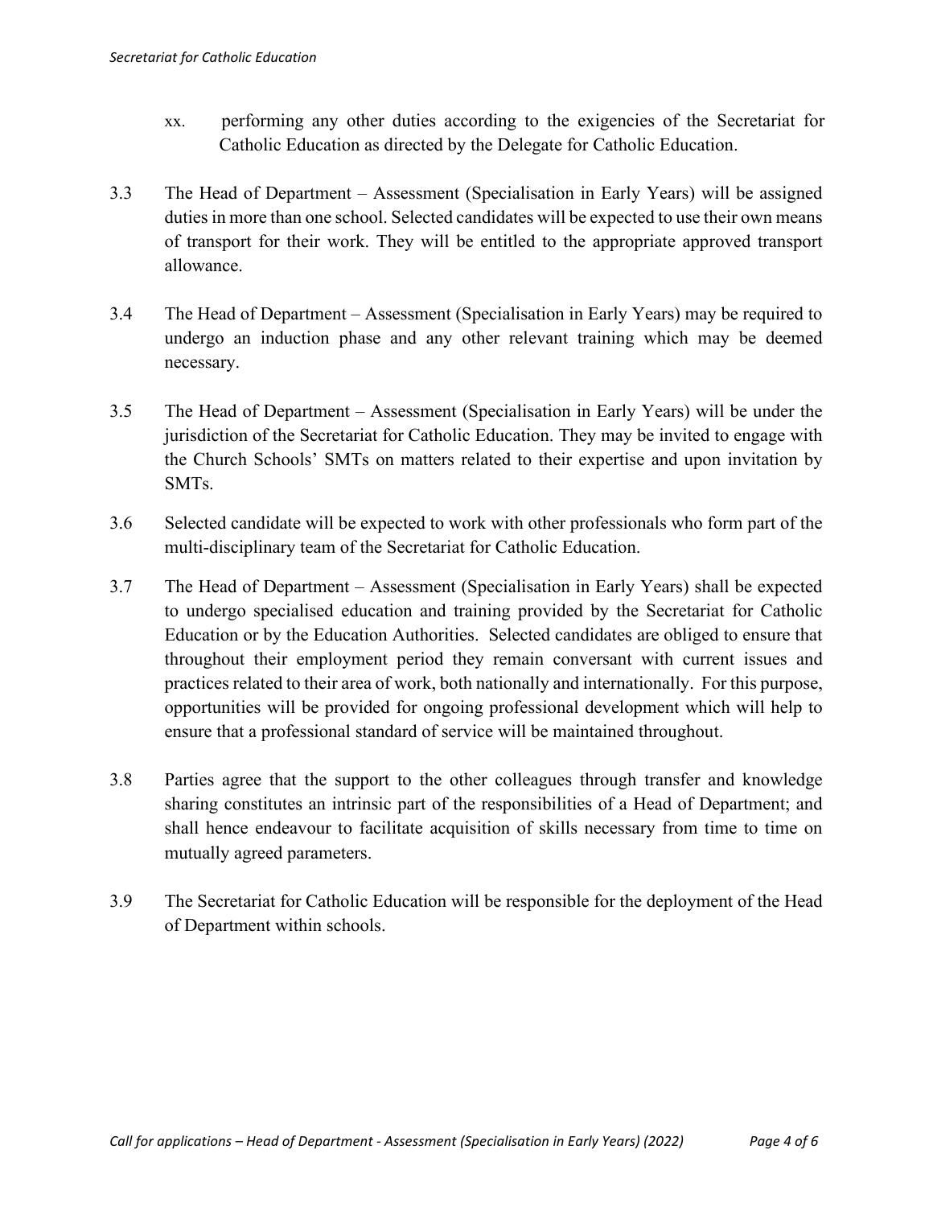xx. performing any other duties according to the exigencies of the Secretariat for Catholic Education as directed by the Delegate for Catholic Education.

3.3 The Head of Department – Assessment (Specialisation in Early Years) will be assigned duties in more than one school. Selected candidates will be expected to use their own means of transport for their work. They will be entitled to the appropriate approved transport allowance.

3.4 The Head of Department – Assessment (Specialisation in Early Years) may be required to undergo an induction phase and any other relevant training which may be deemed necessary.

3.5 The Head of Department – Assessment (Specialisation in Early Years) will be under the jurisdiction of the Secretariat for Catholic Education. They may be invited to engage with the Church Schools' SMTs on matters related to their expertise and upon invitation by SMTs.

3.6 Selected candidate will be expected to work with other professionals who form part of the multi-disciplinary team of the Secretariat for Catholic Education.

3.7 The Head of Department – Assessment (Specialisation in Early Years) shall be expected to undergo specialised education and training provided by the Secretariat for Catholic Education or by the Education Authorities. Selected candidates are obliged to ensure that throughout their employment period they remain conversant with current issues and practices related to their area of work, both nationally and internationally. For this purpose, opportunities will be provided for ongoing professional development which will help to ensure that a professional standard of service will be maintained throughout.

3.8 Parties agree that the support to the other colleagues through transfer and knowledge sharing constitutes an intrinsic part of the responsibilities of a Head of Department; and shall hence endeavour to facilitate acquisition of skills necessary from time to time on mutually agreed parameters.

3.9 The Secretariat for Catholic Education will be responsible for the deployment of the Head of Department within schools.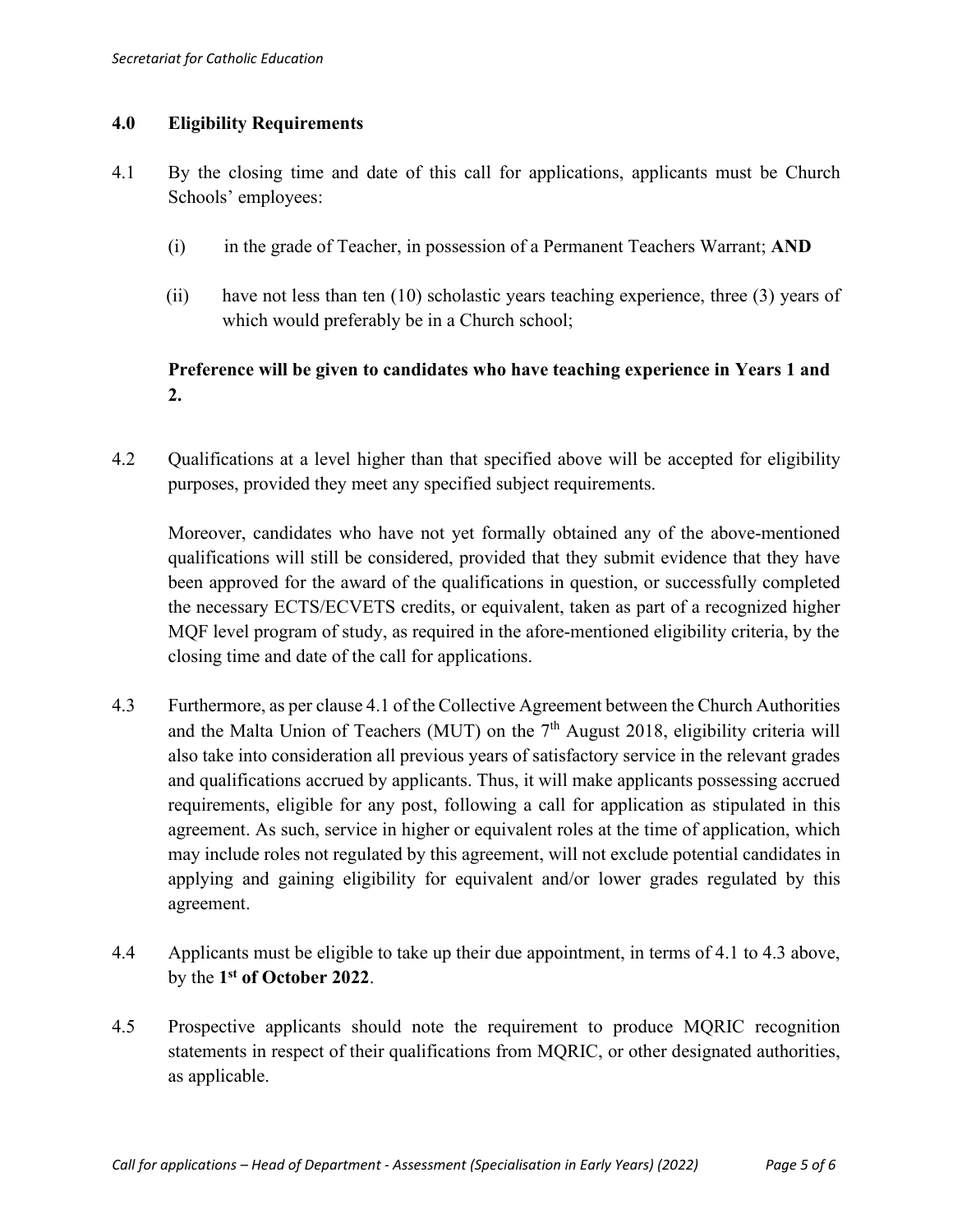## 4.0 Eligibility Requirements

4.1 By the closing time and date of this call for applications, applicants must be Church Schools' employees:

(i) in the grade of Teacher, in possession of a Permanent Teachers Warrant; **AND**

(ii) have not less than ten (10) scholastic years teaching experience, three (3) years of which would preferably be in a Church school;

**Preference will be given to candidates who have teaching experience in Years 1 and 2.**

4.2 Qualifications at a level higher than that specified above will be accepted for eligibility purposes, provided they meet any specified subject requirements.

Moreover, candidates who have not yet formally obtained any of the above-mentioned qualifications will still be considered, provided that they submit evidence that they have been approved for the award of the qualifications in question, or successfully completed the necessary ECTS/ECVETS credits, or equivalent, taken as part of a recognized higher MQF level program of study, as required in the afore-mentioned eligibility criteria, by the closing time and date of the call for applications.

4.3 Furthermore, as per clause 4.1 of the Collective Agreement between the Church Authorities and the Malta Union of Teachers (MUT) on the 7th August 2018, eligibility criteria will also take into consideration all previous years of satisfactory service in the relevant grades and qualifications accrued by applicants. Thus, it will make applicants possessing accrued requirements, eligible for any post, following a call for application as stipulated in this agreement. As such, service in higher or equivalent roles at the time of application, which may include roles not regulated by this agreement, will not exclude potential candidates in applying and gaining eligibility for equivalent and/or lower grades regulated by this agreement.

4.4 Applicants must be eligible to take up their due appointment, in terms of 4.1 to 4.3 above, by the **1st of October 2022**.

4.5 Prospective applicants should note the requirement to produce MQRIC recognition statements in respect of their qualifications from MQRIC, or other designated authorities, as applicable.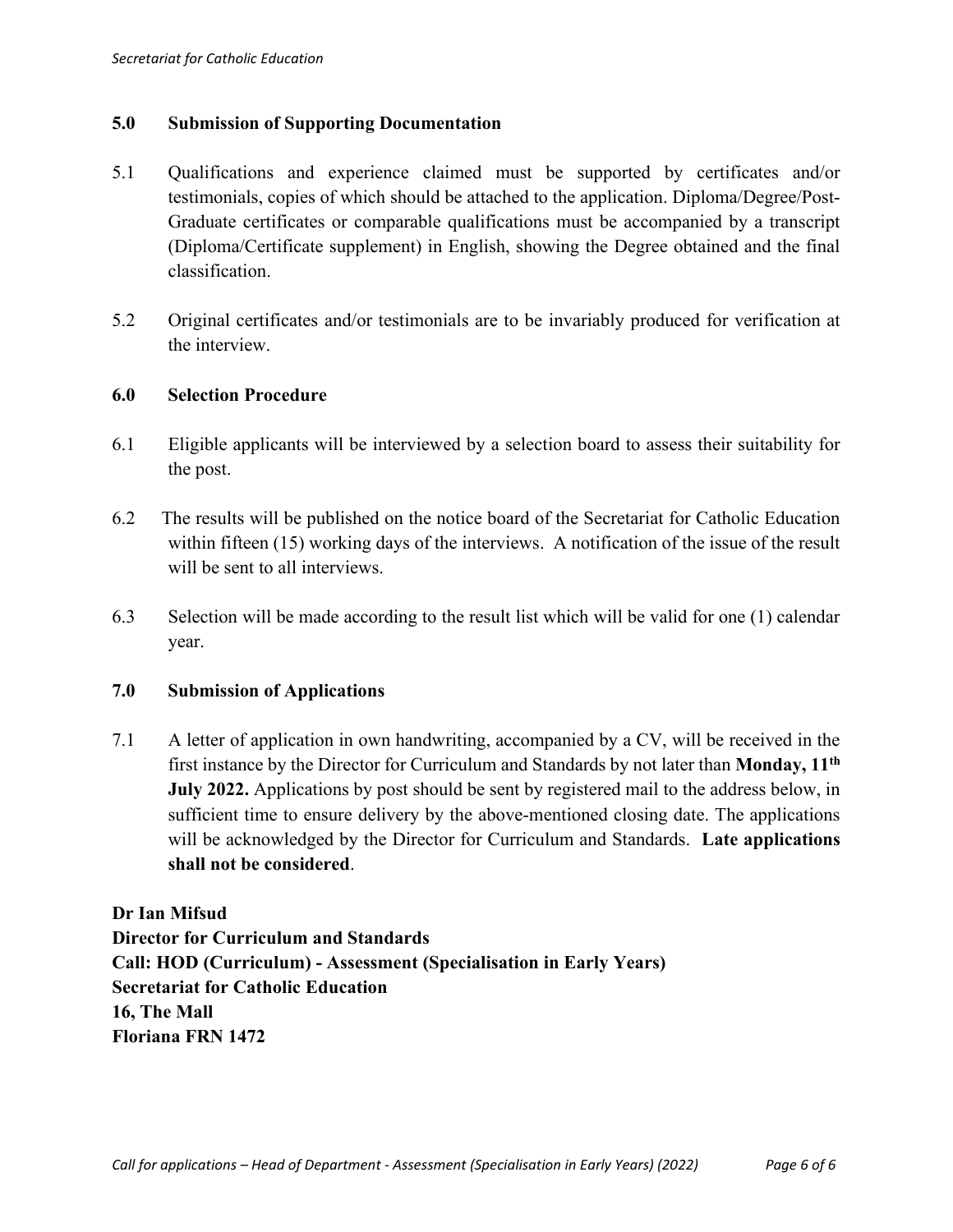## 5.0 Submission of Supporting Documentation

5.1 Qualifications and experience claimed must be supported by certificates and/or testimonials, copies of which should be attached to the application. Diploma/Degree/Post-Graduate certificates or comparable qualifications must be accompanied by a transcript (Diploma/Certificate supplement) in English, showing the Degree obtained and the final classification.

5.2 Original certificates and/or testimonials are to be invariably produced for verification at the interview.

## 6.0 Selection Procedure

6.1 Eligible applicants will be interviewed by a selection board to assess their suitability for the post.

6.2 The results will be published on the notice board of the Secretariat for Catholic Education within fifteen (15) working days of the interviews. A notification of the issue of the result will be sent to all interviews.

6.3 Selection will be made according to the result list which will be valid for one (1) calendar year.

## 7.0 Submission of Applications

7.1 A letter of application in own handwriting, accompanied by a CV, will be received in the first instance by the Director for Curriculum and Standards by not later than **Monday, 11th July 2022.** Applications by post should be sent by registered mail to the address below, in sufficient time to ensure delivery by the above-mentioned closing date. The applications will be acknowledged by the Director for Curriculum and Standards. **Late applications shall not be considered**.

**Dr Ian Mifsud**
**Director for Curriculum and Standards**
**Call: HOD (Curriculum) - Assessment (Specialisation in Early Years)**
**Secretariat for Catholic Education**
**16, The Mall**
**Floriana FRN 1472**